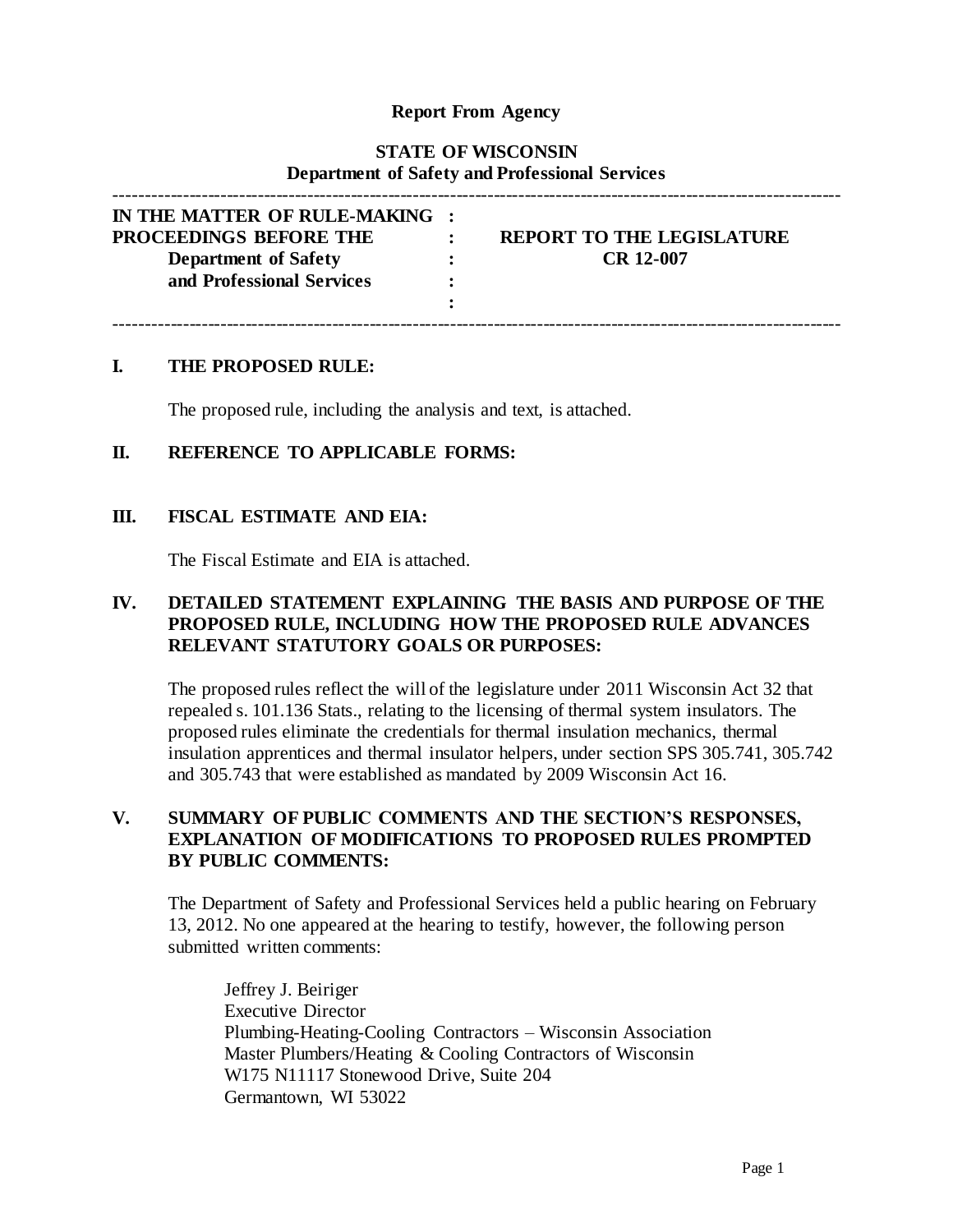**Report From Agency**

**STATE OF WISCONSIN**
**Department of Safety and Professional Services**

---

| | | |
|---|---|---|
| **IN THE MATTER OF RULE-MAKING** | **:** | |
| **PROCEEDINGS BEFORE THE** | **:** | **REPORT TO THE LEGISLATURE** |
| **Department of Safety** | **:** | **CR 12-007** |
| **and Professional Services** | **:** | |
| | **:** | |

---

## I. THE PROPOSED RULE:

The proposed rule, including the analysis and text, is attached.

## II. REFERENCE TO APPLICABLE FORMS:

## III. FISCAL ESTIMATE AND EIA:

The Fiscal Estimate and EIA is attached.

## IV. DETAILED STATEMENT EXPLAINING THE BASIS AND PURPOSE OF THE PROPOSED RULE, INCLUDING HOW THE PROPOSED RULE ADVANCES RELEVANT STATUTORY GOALS OR PURPOSES:

The proposed rules reflect the will of the legislature under 2011 Wisconsin Act 32 that repealed s. 101.136 Stats., relating to the licensing of thermal system insulators. The proposed rules eliminate the credentials for thermal insulation mechanics, thermal insulation apprentices and thermal insulator helpers, under section SPS 305.741, 305.742 and 305.743 that were established as mandated by 2009 Wisconsin Act 16.

## V. SUMMARY OF PUBLIC COMMENTS AND THE SECTION'S RESPONSES, EXPLANATION OF MODIFICATIONS TO PROPOSED RULES PROMPTED BY PUBLIC COMMENTS:

The Department of Safety and Professional Services held a public hearing on February 13, 2012. No one appeared at the hearing to testify, however, the following person submitted written comments:

Jeffrey J. Beiriger
Executive Director
Plumbing-Heating-Cooling Contractors – Wisconsin Association
Master Plumbers/Heating & Cooling Contractors of Wisconsin
W175 N11117 Stonewood Drive, Suite 204
Germantown, WI 53022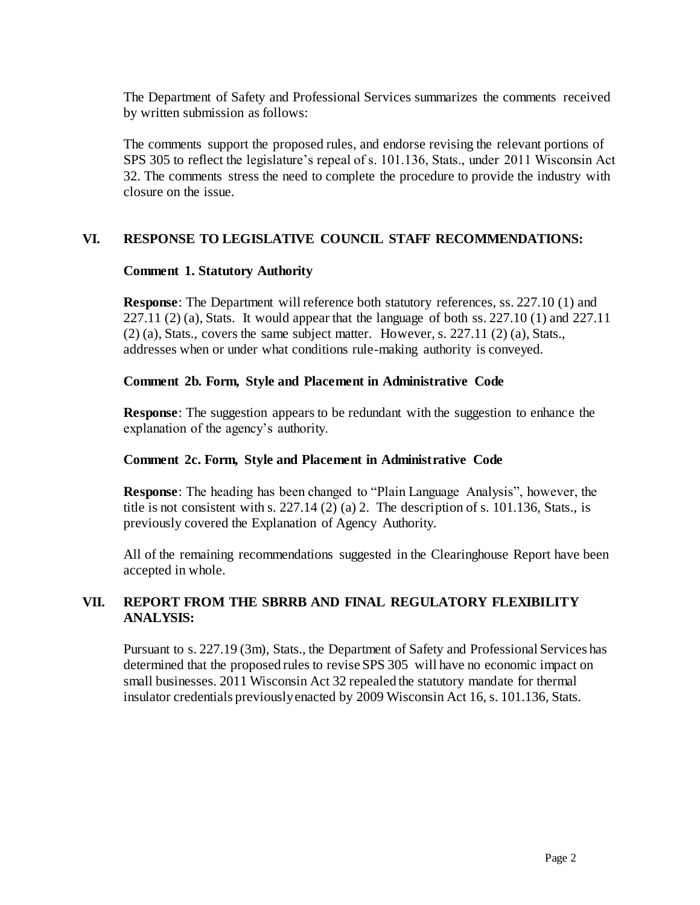The Department of Safety and Professional Services summarizes the comments received by written submission as follows:

The comments support the proposed rules, and endorse revising the relevant portions of SPS 305 to reflect the legislature's repeal of s. 101.136, Stats., under 2011 Wisconsin Act 32. The comments stress the need to complete the procedure to provide the industry with closure on the issue.

## VI. RESPONSE TO LEGISLATIVE COUNCIL STAFF RECOMMENDATIONS:

**Comment 1. Statutory Authority**

**Response**: The Department will reference both statutory references, ss. 227.10 (1) and 227.11 (2) (a), Stats. It would appear that the language of both ss. 227.10 (1) and 227.11 (2) (a), Stats., covers the same subject matter. However, s. 227.11 (2) (a), Stats., addresses when or under what conditions rule-making authority is conveyed.

**Comment 2b. Form, Style and Placement in Administrative Code**

**Response**: The suggestion appears to be redundant with the suggestion to enhance the explanation of the agency's authority.

**Comment 2c. Form, Style and Placement in Administrative Code**

**Response**: The heading has been changed to "Plain Language Analysis", however, the title is not consistent with s. 227.14 (2) (a) 2. The description of s. 101.136, Stats., is previously covered the Explanation of Agency Authority.

All of the remaining recommendations suggested in the Clearinghouse Report have been accepted in whole.

## VII. REPORT FROM THE SBRRB AND FINAL REGULATORY FLEXIBILITY ANALYSIS:

Pursuant to s. 227.19 (3m), Stats., the Department of Safety and Professional Services has determined that the proposed rules to revise SPS 305 will have no economic impact on small businesses. 2011 Wisconsin Act 32 repealed the statutory mandate for thermal insulator credentials previously enacted by 2009 Wisconsin Act 16, s. 101.136, Stats.